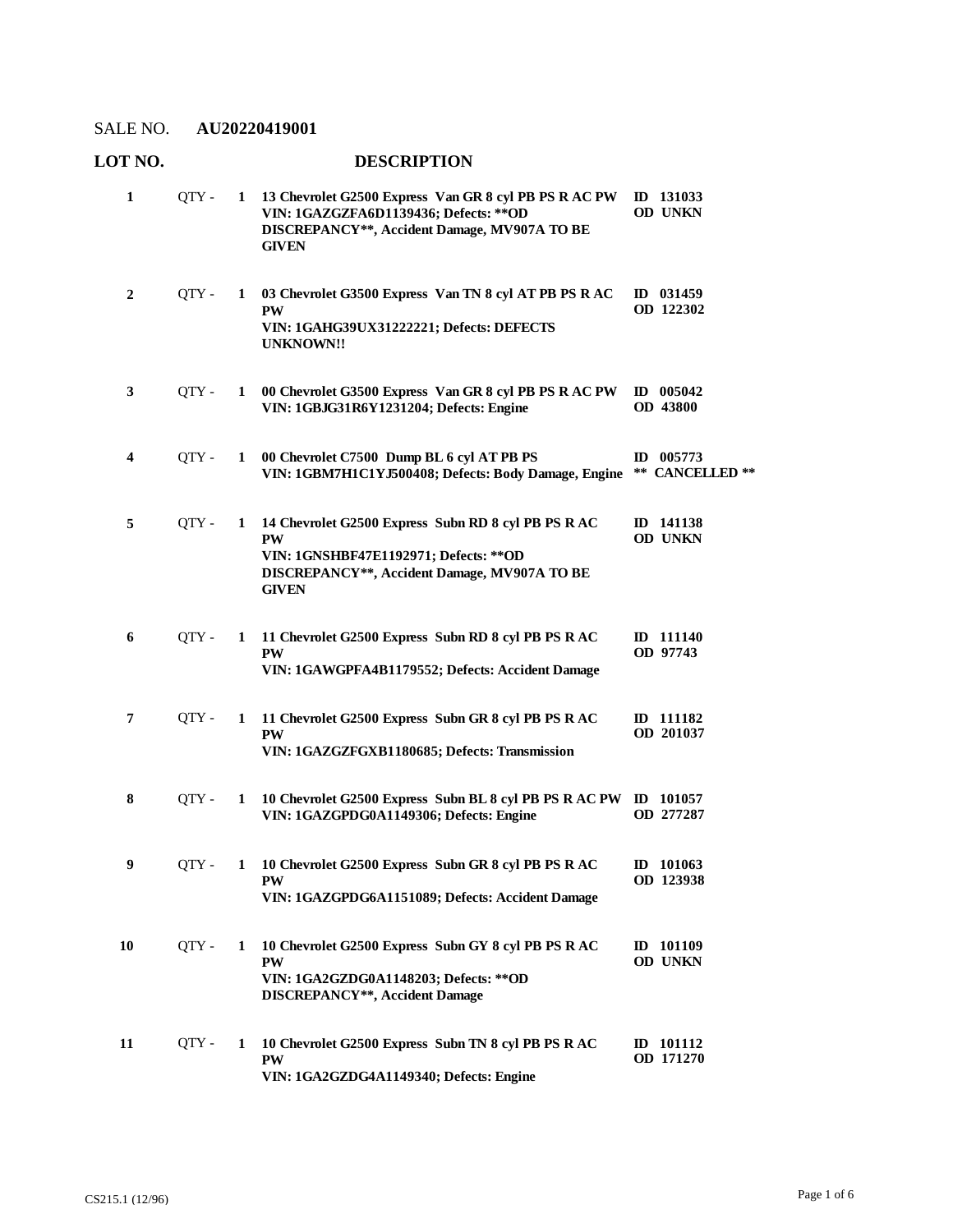SALE NO. **AU20220419001**

| LOT NO. | | | DESCRIPTION | |
|---|---|---|---|---|
| **1** | QTY - | **1** | **13 Chevrolet G2500 Express Van GR 8 cyl PB PS R AC PW VIN: 1GAZGZFA6D1139436; Defects: \*\*OD DISCREPANCY\*\*, Accident Damage, MV907A TO BE GIVEN** | **ID 131033 OD UNKN** |
| **2** | QTY - | **1** | **03 Chevrolet G3500 Express Van TN 8 cyl AT PB PS R AC PW VIN: 1GAHG39UX31222221; Defects: DEFECTS UNKNOWN!!** | **ID 031459 OD 122302** |
| **3** | QTY - | **1** | **00 Chevrolet G3500 Express Van GR 8 cyl PB PS R AC PW VIN: 1GBJG31R6Y1231204; Defects: Engine** | **ID 005042 OD 43800** |
| **4** | QTY - | **1** | **00 Chevrolet C7500 Dump BL 6 cyl AT PB PS VIN: 1GBM7H1C1YJ500408; Defects: Body Damage, Engine** | **ID 005773 \*\* CANCELLED \*\*** |
| **5** | QTY - | **1** | **14 Chevrolet G2500 Express Subn RD 8 cyl PB PS R AC PW VIN: 1GNSHBF47E1192971; Defects: \*\*OD DISCREPANCY\*\*, Accident Damage, MV907A TO BE GIVEN** | **ID 141138 OD UNKN** |
| **6** | QTY - | **1** | **11 Chevrolet G2500 Express Subn RD 8 cyl PB PS R AC PW VIN: 1GAWGPFA4B1179552; Defects: Accident Damage** | **ID 111140 OD 97743** |
| **7** | QTY - | **1** | **11 Chevrolet G2500 Express Subn GR 8 cyl PB PS R AC PW VIN: 1GAZGZFGXB1180685; Defects: Transmission** | **ID 111182 OD 201037** |
| **8** | QTY - | **1** | **10 Chevrolet G2500 Express Subn BL 8 cyl PB PS R AC PW VIN: 1GAZGPDG0A1149306; Defects: Engine** | **ID 101057 OD 277287** |
| **9** | QTY - | **1** | **10 Chevrolet G2500 Express Subn GR 8 cyl PB PS R AC PW VIN: 1GAZGPDG6A1151089; Defects: Accident Damage** | **ID 101063 OD 123938** |
| **10** | QTY - | **1** | **10 Chevrolet G2500 Express Subn GY 8 cyl PB PS R AC PW VIN: 1GA2GZDG0A1148203; Defects: \*\*OD DISCREPANCY\*\*, Accident Damage** | **ID 101109 OD UNKN** |
| **11** | QTY - | **1** | **10 Chevrolet G2500 Express Subn TN 8 cyl PB PS R AC PW VIN: 1GA2GZDG4A1149340; Defects: Engine** | **ID 101112 OD 171270** |

CS215.1 (12/96)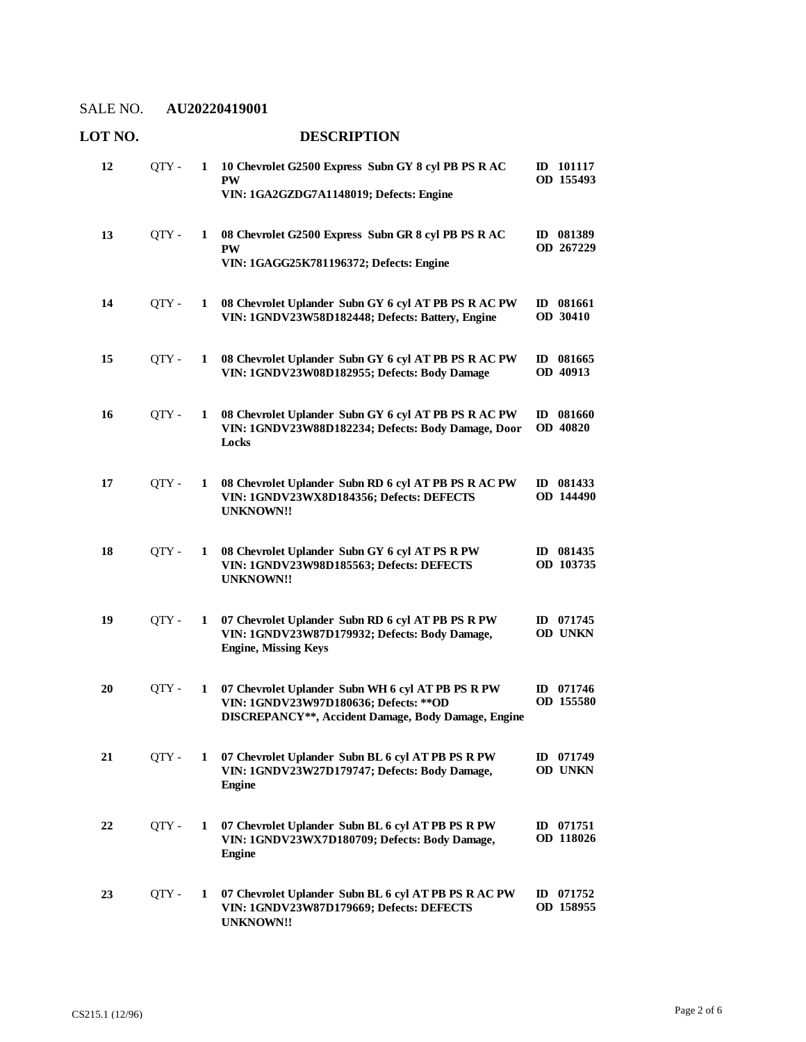SALE NO. **AU20220419001**

| LOT NO. | | | DESCRIPTION | |
|---|---|---|---|---|
| **12** | QTY - | **1** | **10 Chevrolet G2500 Express Subn GY 8 cyl PB PS R AC PW**<br>**VIN: 1GA2GZDG7A1148019; Defects: Engine** | **ID 101117**<br>**OD 155493** |
| **13** | QTY - | **1** | **08 Chevrolet G2500 Express Subn GR 8 cyl PB PS R AC PW**<br>**VIN: 1GAGG25K781196372; Defects: Engine** | **ID 081389**<br>**OD 267229** |
| **14** | QTY - | **1** | **08 Chevrolet Uplander Subn GY 6 cyl AT PB PS R AC PW**<br>**VIN: 1GNDV23W58D182448; Defects: Battery, Engine** | **ID 081661**<br>**OD 30410** |
| **15** | QTY - | **1** | **08 Chevrolet Uplander Subn GY 6 cyl AT PB PS R AC PW**<br>**VIN: 1GNDV23W08D182955; Defects: Body Damage** | **ID 081665**<br>**OD 40913** |
| **16** | QTY - | **1** | **08 Chevrolet Uplander Subn GY 6 cyl AT PB PS R AC PW**<br>**VIN: 1GNDV23W88D182234; Defects: Body Damage, Door Locks** | **ID 081660**<br>**OD 40820** |
| **17** | QTY - | **1** | **08 Chevrolet Uplander Subn RD 6 cyl AT PB PS R AC PW**<br>**VIN: 1GNDV23WX8D184356; Defects: DEFECTS UNKNOWN!!** | **ID 081433**<br>**OD 144490** |
| **18** | QTY - | **1** | **08 Chevrolet Uplander Subn GY 6 cyl AT PS R PW**<br>**VIN: 1GNDV23W98D185563; Defects: DEFECTS UNKNOWN!!** | **ID 081435**<br>**OD 103735** |
| **19** | QTY - | **1** | **07 Chevrolet Uplander Subn RD 6 cyl AT PB PS R PW**<br>**VIN: 1GNDV23W87D179932; Defects: Body Damage, Engine, Missing Keys** | **ID 071745**<br>**OD UNKN** |
| **20** | QTY - | **1** | **07 Chevrolet Uplander Subn WH 6 cyl AT PB PS R PW**<br>**VIN: 1GNDV23W97D180636; Defects: **OD DISCREPANCY**, Accident Damage, Body Damage, Engine** | **ID 071746**<br>**OD 155580** |
| **21** | QTY - | **1** | **07 Chevrolet Uplander Subn BL 6 cyl AT PB PS R PW**<br>**VIN: 1GNDV23W27D179747; Defects: Body Damage, Engine** | **ID 071749**<br>**OD UNKN** |
| **22** | QTY - | **1** | **07 Chevrolet Uplander Subn BL 6 cyl AT PB PS R PW**<br>**VIN: 1GNDV23WX7D180709; Defects: Body Damage, Engine** | **ID 071751**<br>**OD 118026** |
| **23** | QTY - | **1** | **07 Chevrolet Uplander Subn BL 6 cyl AT PB PS R AC PW**<br>**VIN: 1GNDV23W87D179669; Defects: DEFECTS UNKNOWN!!** | **ID 071752**<br>**OD 158955** |

CS215.1 (12/96)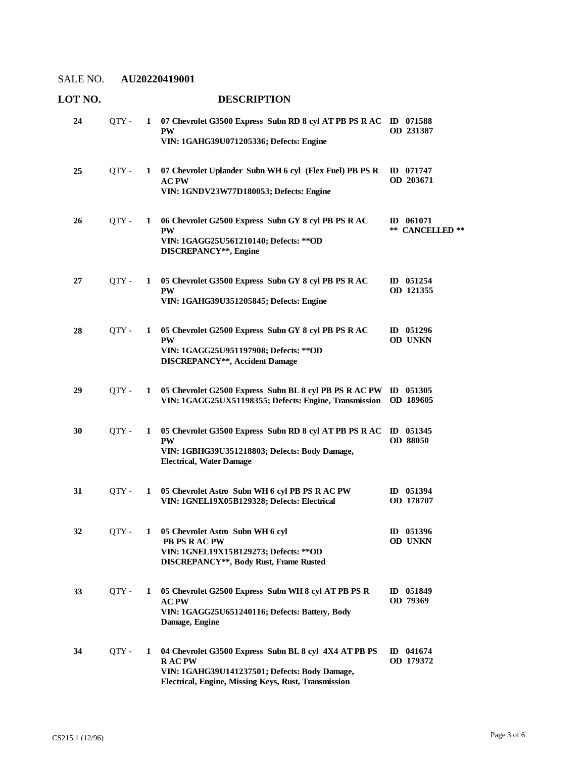SALE NO. **AU20220419001**

| LOT NO. | | | DESCRIPTION | |
|---|---|---|---|---|
| **24** | QTY - | **1** | **07 Chevrolet G3500 Express Subn RD 8 cyl AT PB PS R AC PW**<br>**VIN: 1GAHG39U071205336; Defects: Engine** | **ID 071588**<br>**OD 231387** |
| **25** | QTY - | **1** | **07 Chevrolet Uplander Subn WH 6 cyl (Flex Fuel) PB PS R AC PW**<br>**VIN: 1GNDV23W77D180053; Defects: Engine** | **ID 071747**<br>**OD 203671** |
| **26** | QTY - | **1** | **06 Chevrolet G2500 Express Subn GY 8 cyl PB PS R AC PW**<br>**VIN: 1GAGG25U561210140; Defects: \*\*OD DISCREPANCY\*\*, Engine** | **ID 061071**<br>**\*\* CANCELLED \*\*** |
| **27** | QTY - | **1** | **05 Chevrolet G3500 Express Subn GY 8 cyl PB PS R AC PW**<br>**VIN: 1GAHG39U351205845; Defects: Engine** | **ID 051254**<br>**OD 121355** |
| **28** | QTY - | **1** | **05 Chevrolet G2500 Express Subn GY 8 cyl PB PS R AC PW**<br>**VIN: 1GAGG25U951197908; Defects: \*\*OD DISCREPANCY\*\*, Accident Damage** | **ID 051296**<br>**OD UNKN** |
| **29** | QTY - | **1** | **05 Chevrolet G2500 Express Subn BL 8 cyl PB PS R AC PW**<br>**VIN: 1GAGG25UX51198355; Defects: Engine, Transmission** | **ID 051305**<br>**OD 189605** |
| **30** | QTY - | **1** | **05 Chevrolet G3500 Express Subn RD 8 cyl AT PB PS R AC PW**<br>**VIN: 1GBHG39U351218803; Defects: Body Damage, Electrical, Water Damage** | **ID 051345**<br>**OD 88050** |
| **31** | QTY - | **1** | **05 Chevrolet Astro Subn WH 6 cyl PB PS R AC PW**<br>**VIN: 1GNEL19X05B129328; Defects: Electrical** | **ID 051394**<br>**OD 178707** |
| **32** | QTY - | **1** | **05 Chevrolet Astro Subn WH 6 cyl PB PS R AC PW**<br>**VIN: 1GNEL19X15B129273; Defects: \*\*OD DISCREPANCY\*\*, Body Rust, Frame Rusted** | **ID 051396**<br>**OD UNKN** |
| **33** | QTY - | **1** | **05 Chevrolet G2500 Express Subn WH 8 cyl AT PB PS R AC PW**<br>**VIN: 1GAGG25U651240116; Defects: Battery, Body Damage, Engine** | **ID 051849**<br>**OD 79369** |
| **34** | QTY - | **1** | **04 Chevrolet G3500 Express Subn BL 8 cyl 4X4 AT PB PS R AC PW**<br>**VIN: 1GAHG39U141237501; Defects: Body Damage, Electrical, Engine, Missing Keys, Rust, Transmission** | **ID 041674**<br>**OD 179372** |

CS215.1 (12/96)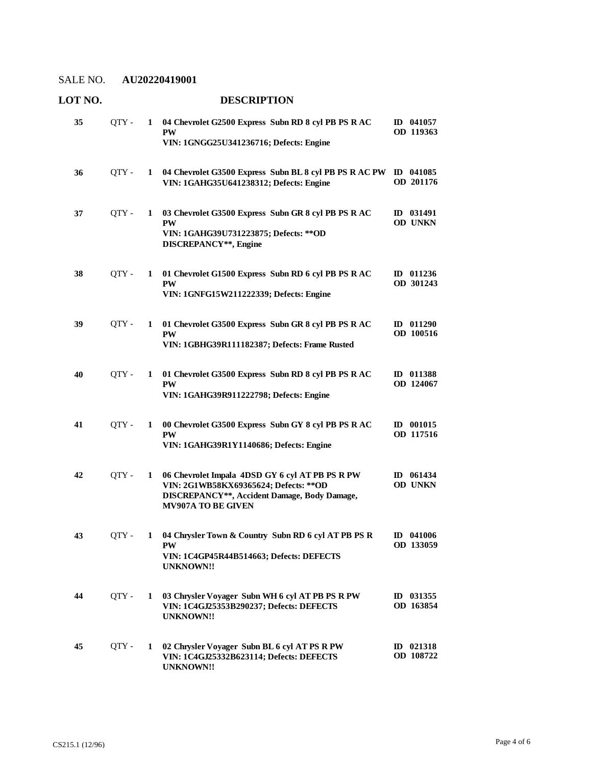SALE NO. **AU20220419001**

| LOT NO. | | | DESCRIPTION | |
|---|---|---|---|---|
| **35** | QTY - | **1** | **04 Chevrolet G2500 Express Subn RD 8 cyl PB PS R AC PW**<br>**VIN: 1GNGG25U341236716; Defects: Engine** | **ID 041057**<br>**OD 119363** |
| **36** | QTY - | **1** | **04 Chevrolet G3500 Express Subn BL 8 cyl PB PS R AC PW**<br>**VIN: 1GAHG35U641238312; Defects: Engine** | **ID 041085**<br>**OD 201176** |
| **37** | QTY - | **1** | **03 Chevrolet G3500 Express Subn GR 8 cyl PB PS R AC PW**<br>**VIN: 1GAHG39U731223875; Defects: **OD DISCREPANCY**, Engine** | **ID 031491**<br>**OD UNKN** |
| **38** | QTY - | **1** | **01 Chevrolet G1500 Express Subn RD 6 cyl PB PS R AC PW**<br>**VIN: 1GNFG15W211222339; Defects: Engine** | **ID 011236**<br>**OD 301243** |
| **39** | QTY - | **1** | **01 Chevrolet G3500 Express Subn GR 8 cyl PB PS R AC PW**<br>**VIN: 1GBHG39R111182387; Defects: Frame Rusted** | **ID 011290**<br>**OD 100516** |
| **40** | QTY - | **1** | **01 Chevrolet G3500 Express Subn RD 8 cyl PB PS R AC PW**<br>**VIN: 1GAHG39R911222798; Defects: Engine** | **ID 011388**<br>**OD 124067** |
| **41** | QTY - | **1** | **00 Chevrolet G3500 Express Subn GY 8 cyl PB PS R AC PW**<br>**VIN: 1GAHG39R1Y1140686; Defects: Engine** | **ID 001015**<br>**OD 117516** |
| **42** | QTY - | **1** | **06 Chevrolet Impala 4DSD GY 6 cyl AT PB PS R PW**<br>**VIN: 2G1WB58KX69365624; Defects: **OD DISCREPANCY**, Accident Damage, Body Damage, MV907A TO BE GIVEN** | **ID 061434**<br>**OD UNKN** |
| **43** | QTY - | **1** | **04 Chrysler Town & Country Subn RD 6 cyl AT PB PS R PW**<br>**VIN: 1C4GP45R44B514663; Defects: DEFECTS UNKNOWN!!** | **ID 041006**<br>**OD 133059** |
| **44** | QTY - | **1** | **03 Chrysler Voyager Subn WH 6 cyl AT PB PS R PW**<br>**VIN: 1C4GJ25353B290237; Defects: DEFECTS UNKNOWN!!** | **ID 031355**<br>**OD 163854** |
| **45** | QTY - | **1** | **02 Chrysler Voyager Subn BL 6 cyl AT PS R PW**<br>**VIN: 1C4GJ25332B623114; Defects: DEFECTS UNKNOWN!!** | **ID 021318**<br>**OD 108722** |

CS215.1 (12/96)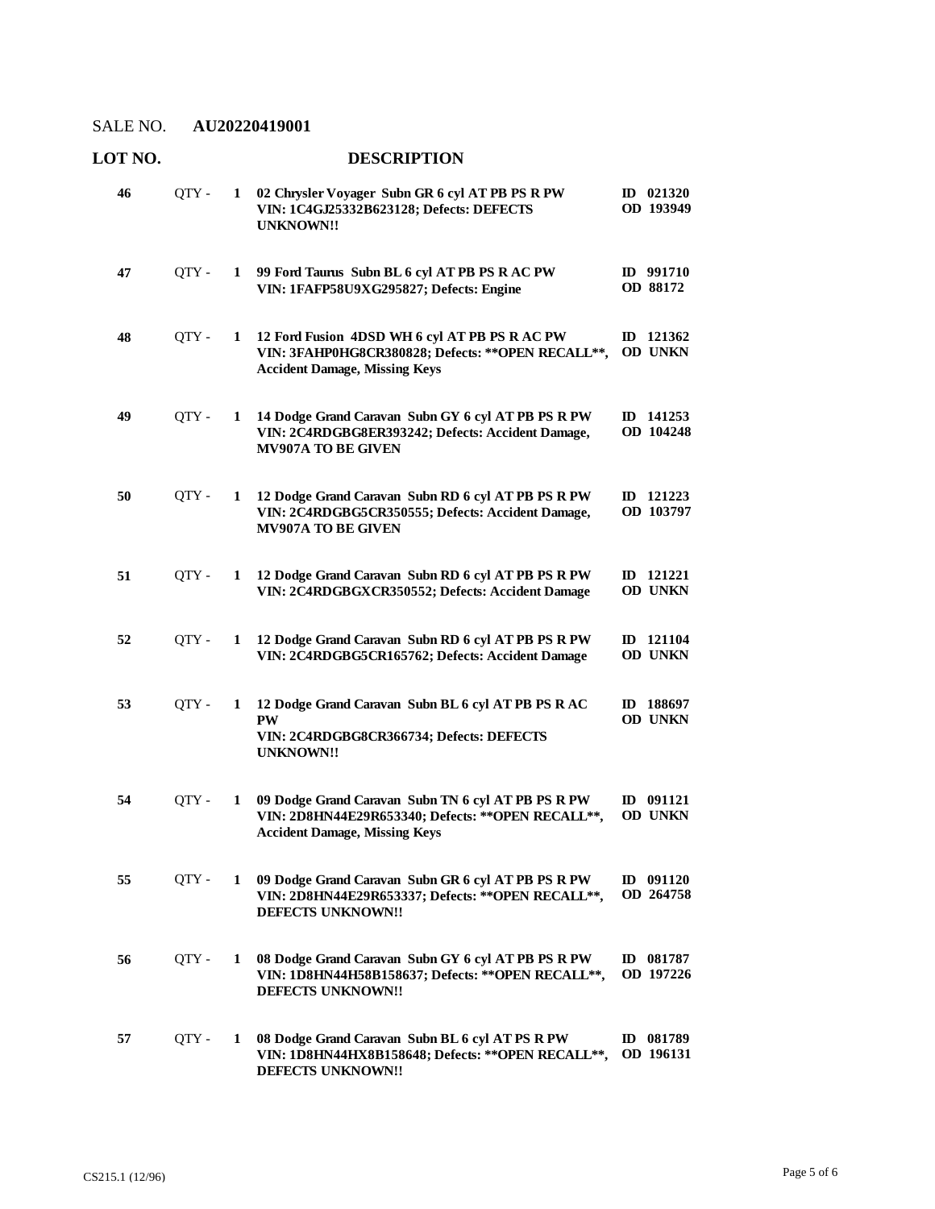SALE NO. **AU20220419001**

| LOT NO. | | | DESCRIPTION | |
|---|---|---|---|---|
| **46** | QTY - | **1** | **02 Chrysler Voyager Subn GR 6 cyl AT PB PS R PW VIN: 1C4GJ25332B623128; Defects: DEFECTS UNKNOWN!!** | **ID 021320 OD 193949** |
| **47** | QTY - | **1** | **99 Ford Taurus Subn BL 6 cyl AT PB PS R AC PW VIN: 1FAFP58U9XG295827; Defects: Engine** | **ID 991710 OD 88172** |
| **48** | QTY - | **1** | **12 Ford Fusion 4DSD WH 6 cyl AT PB PS R AC PW VIN: 3FAHP0HG8CR380828; Defects: \*\*OPEN RECALL\*\*, Accident Damage, Missing Keys** | **ID 121362 OD UNKN** |
| **49** | QTY - | **1** | **14 Dodge Grand Caravan Subn GY 6 cyl AT PB PS R PW VIN: 2C4RDGBG8ER393242; Defects: Accident Damage, MV907A TO BE GIVEN** | **ID 141253 OD 104248** |
| **50** | QTY - | **1** | **12 Dodge Grand Caravan Subn RD 6 cyl AT PB PS R PW VIN: 2C4RDGBG5CR350555; Defects: Accident Damage, MV907A TO BE GIVEN** | **ID 121223 OD 103797** |
| **51** | QTY - | **1** | **12 Dodge Grand Caravan Subn RD 6 cyl AT PB PS R PW VIN: 2C4RDGBGXCR350552; Defects: Accident Damage** | **ID 121221 OD UNKN** |
| **52** | QTY - | **1** | **12 Dodge Grand Caravan Subn RD 6 cyl AT PB PS R PW VIN: 2C4RDGBG5CR165762; Defects: Accident Damage** | **ID 121104 OD UNKN** |
| **53** | QTY - | **1** | **12 Dodge Grand Caravan Subn BL 6 cyl AT PB PS R AC PW VIN: 2C4RDGBG8CR366734; Defects: DEFECTS UNKNOWN!!** | **ID 188697 OD UNKN** |
| **54** | QTY - | **1** | **09 Dodge Grand Caravan Subn TN 6 cyl AT PB PS R PW VIN: 2D8HN44E29R653340; Defects: \*\*OPEN RECALL\*\*, Accident Damage, Missing Keys** | **ID 091121 OD UNKN** |
| **55** | QTY - | **1** | **09 Dodge Grand Caravan Subn GR 6 cyl AT PB PS R PW VIN: 2D8HN44E29R653337; Defects: \*\*OPEN RECALL\*\*, DEFECTS UNKNOWN!!** | **ID 091120 OD 264758** |
| **56** | QTY - | **1** | **08 Dodge Grand Caravan Subn GY 6 cyl AT PB PS R PW VIN: 1D8HN44H58B158637; Defects: \*\*OPEN RECALL\*\*, DEFECTS UNKNOWN!!** | **ID 081787 OD 197226** |
| **57** | QTY - | **1** | **08 Dodge Grand Caravan Subn BL 6 cyl AT PS R PW VIN: 1D8HN44HX8B158648; Defects: \*\*OPEN RECALL\*\*, DEFECTS UNKNOWN!!** | **ID 081789 OD 196131** |

CS215.1 (12/96)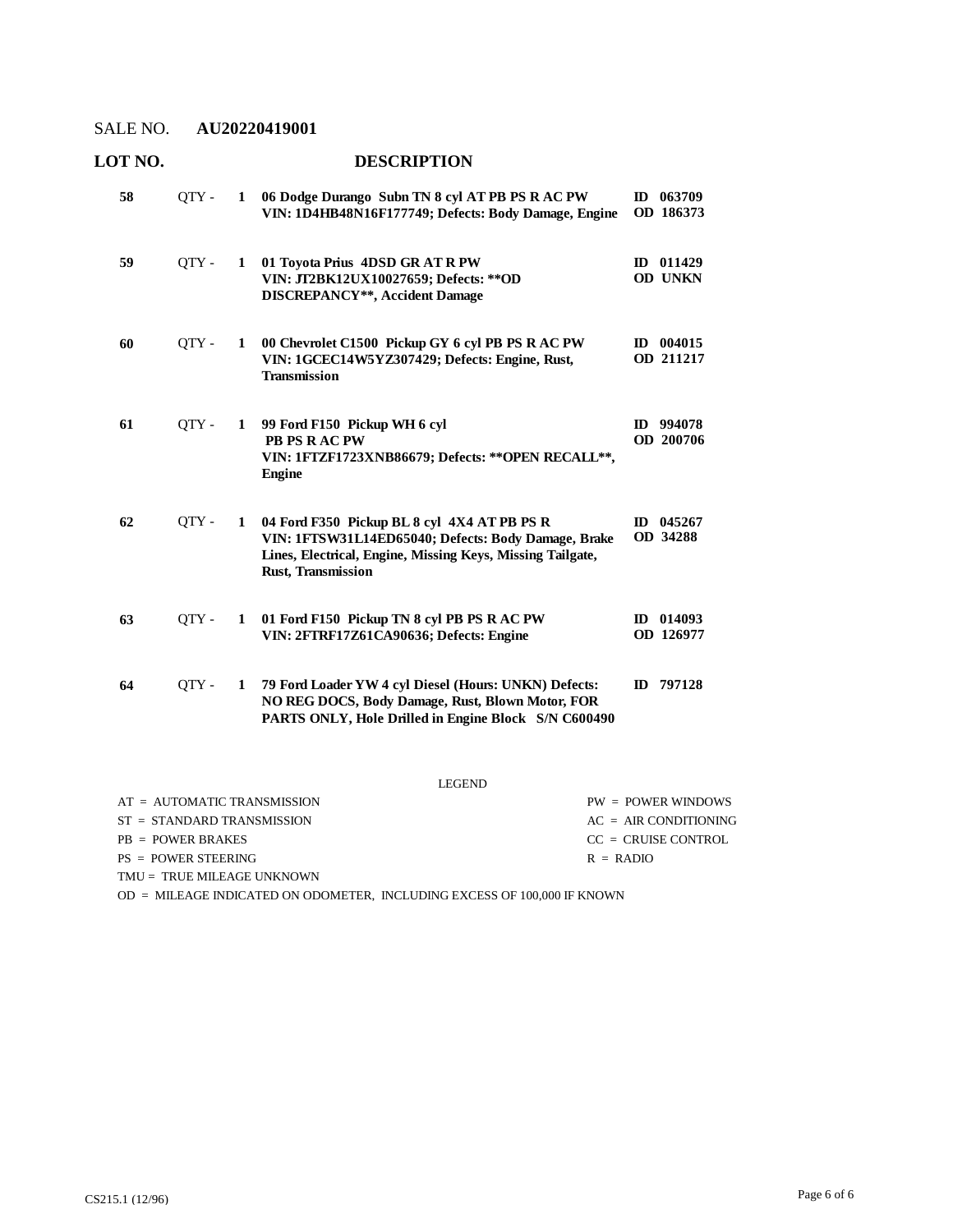SALE NO. **AU20220419001**

| LOT NO. | | DESCRIPTION | |
|---|---|---|---|
| **58** | QTY - **1** | **06 Dodge Durango Subn TN 8 cyl AT PB PS R AC PW VIN: 1D4HB48N16F177749; Defects: Body Damage, Engine** | **ID 063709 OD 186373** |
| **59** | QTY - **1** | **01 Toyota Prius 4DSD GR AT R PW VIN: JT2BK12UX10027659; Defects: \*\*OD DISCREPANCY\*\*, Accident Damage** | **ID 011429 OD UNKN** |
| **60** | QTY - **1** | **00 Chevrolet C1500 Pickup GY 6 cyl PB PS R AC PW VIN: 1GCEC14W5YZ307429; Defects: Engine, Rust, Transmission** | **ID 004015 OD 211217** |
| **61** | QTY - **1** | **99 Ford F150 Pickup WH 6 cyl PB PS R AC PW VIN: 1FTZF1723XNB86679; Defects: \*\*OPEN RECALL\*\*, Engine** | **ID 994078 OD 200706** |
| **62** | QTY - **1** | **04 Ford F350 Pickup BL 8 cyl 4X4 AT PB PS R VIN: 1FTSW31L14ED65040; Defects: Body Damage, Brake Lines, Electrical, Engine, Missing Keys, Missing Tailgate, Rust, Transmission** | **ID 045267 OD 34288** |
| **63** | QTY - **1** | **01 Ford F150 Pickup TN 8 cyl PB PS R AC PW VIN: 2FTRF17Z61CA90636; Defects: Engine** | **ID 014093 OD 126977** |
| **64** | QTY - **1** | **79 Ford Loader YW 4 cyl Diesel (Hours: UNKN) Defects: NO REG DOCS, Body Damage, Rust, Blown Motor, FOR PARTS ONLY, Hole Drilled in Engine Block S/N C600490** | **ID 797128** |

LEGEND

AT = AUTOMATIC TRANSMISSION
ST = STANDARD TRANSMISSION
PB = POWER BRAKES
PS = POWER STEERING
TMU = TRUE MILEAGE UNKNOWN
OD = MILEAGE INDICATED ON ODOMETER, INCLUDING EXCESS OF 100,000 IF KNOWN

PW = POWER WINDOWS
AC = AIR CONDITIONING
CC = CRUISE CONTROL
R = RADIO

CS215.1 (12/96)